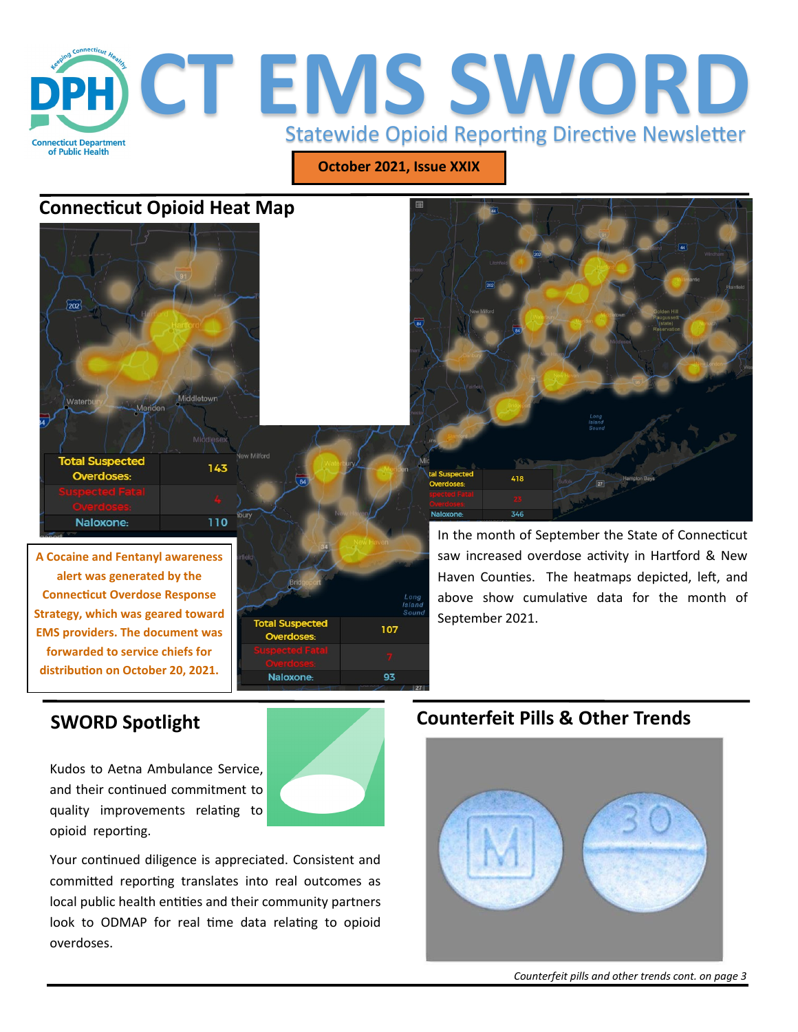# CT EMS SWORD

Statewide Opioid Reporting Directive Newsletter

**October 2021, Issue XXIX**

## Connecticut Opioid Heat Map

| Total Suspected Overdoses: | 143 |
|---|---|
| Suspected Fatal Overdoses: | 4 |
| Naloxone: | 110 |

| Total Suspected Overdoses: | 107 |
|---|---|
| Suspected Fatal Overdoses: | 7 |
| Naloxone: | 93 |

| Total Suspected Overdoses: | 418 |
|---|---|
| Suspected Fatal Overdoses: | 25 |
| Naloxone: | 346 |

In the month of September the State of Connecticut saw increased overdose activity in Hartford & New Haven Counties. The heatmaps depicted, left, and above show cumulative data for the month of September 2021.

**A Cocaine and Fentanyl awareness alert was generated by the Connecticut Overdose Response Strategy, which was geared toward EMS providers. The document was forwarded to service chiefs for distribution on October 20, 2021.**

## SWORD Spotlight

Kudos to Aetna Ambulance Service, and their continued commitment to quality improvements relating to opioid reporting.

Your continued diligence is appreciated. Consistent and committed reporting translates into real outcomes as local public health entities and their community partners look to ODMAP for real time data relating to opioid overdoses.

## Counterfeit Pills & Other Trends

*Counterfeit pills and other trends cont. on page 3*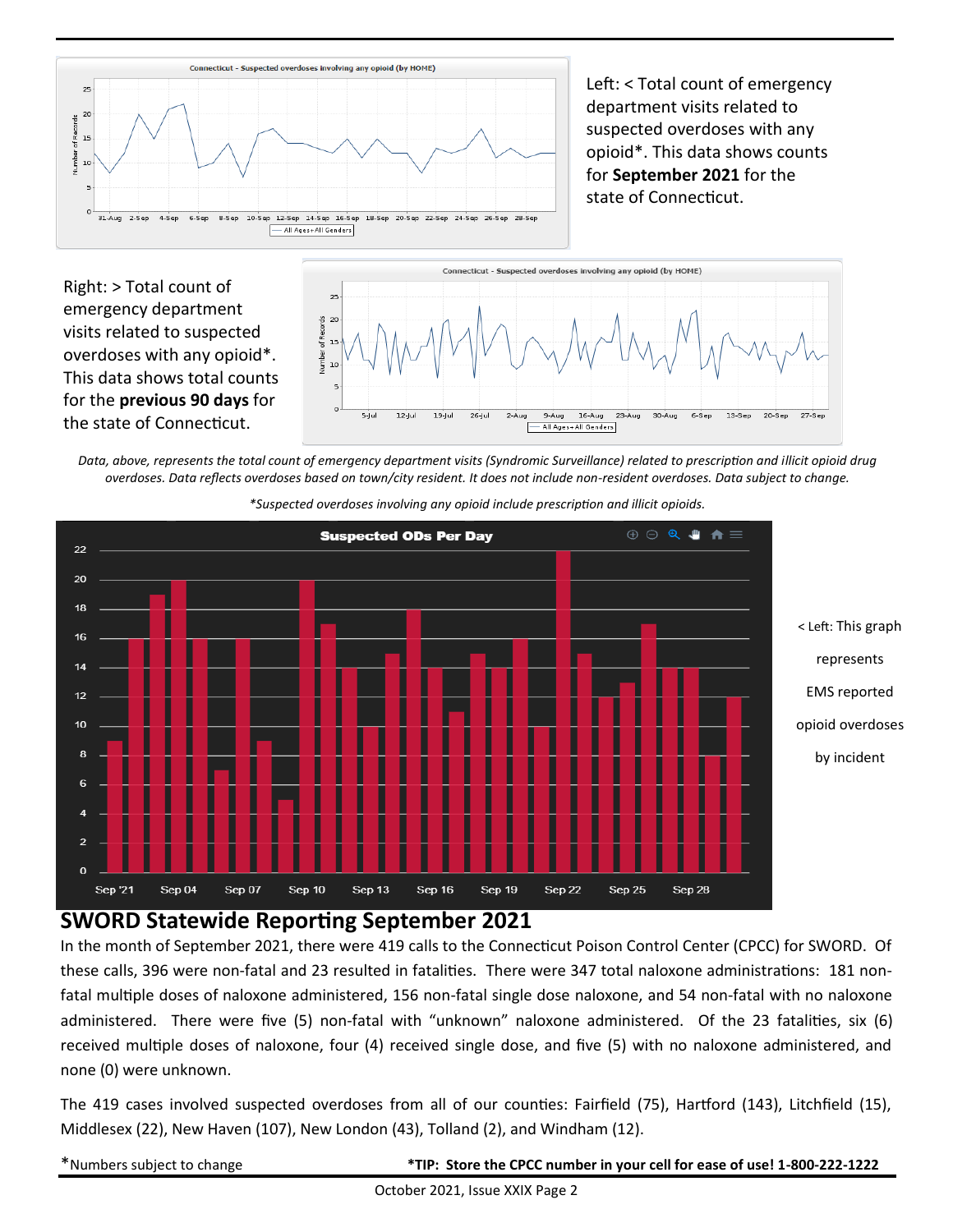Left: < Total count of emergency department visits related to suspected overdoses with any opioid*. This data shows counts for **September 2021** for the state of Connecticut.

Right: > Total count of emergency department visits related to suspected overdoses with any opioid*. This data shows total counts for the **previous 90 days** for the state of Connecticut.

*Data, above, represents the total count of emergency department visits (Syndromic Surveillance) related to prescription and illicit opioid drug overdoses. Data reflects overdoses based on town/city resident. It does not include non-resident overdoses. Data subject to change.*

**Suspected overdoses involving any opioid include prescription and illicit opioids.*

< Left: This graph represents EMS reported opioid overdoses by incident

## SWORD Statewide Reporting September 2021

In the month of September 2021, there were 419 calls to the Connecticut Poison Control Center (CPCC) for SWORD. Of these calls, 396 were non-fatal and 23 resulted in fatalities. There were 347 total naloxone administrations: 181 non-fatal multiple doses of naloxone administered, 156 non-fatal single dose naloxone, and 54 non-fatal with no naloxone administered. There were five (5) non-fatal with "unknown" naloxone administered. Of the 23 fatalities, six (6) received multiple doses of naloxone, four (4) received single dose, and five (5) with no naloxone administered, and none (0) were unknown.

The 419 cases involved suspected overdoses from all of our counties: Fairfield (75), Hartford (143), Litchfield (15), Middlesex (22), New Haven (107), New London (43), Tolland (2), and Windham (12).

*Numbers subject to change

**\*TIP: Store the CPCC number in your cell for ease of use! 1-800-222-1222**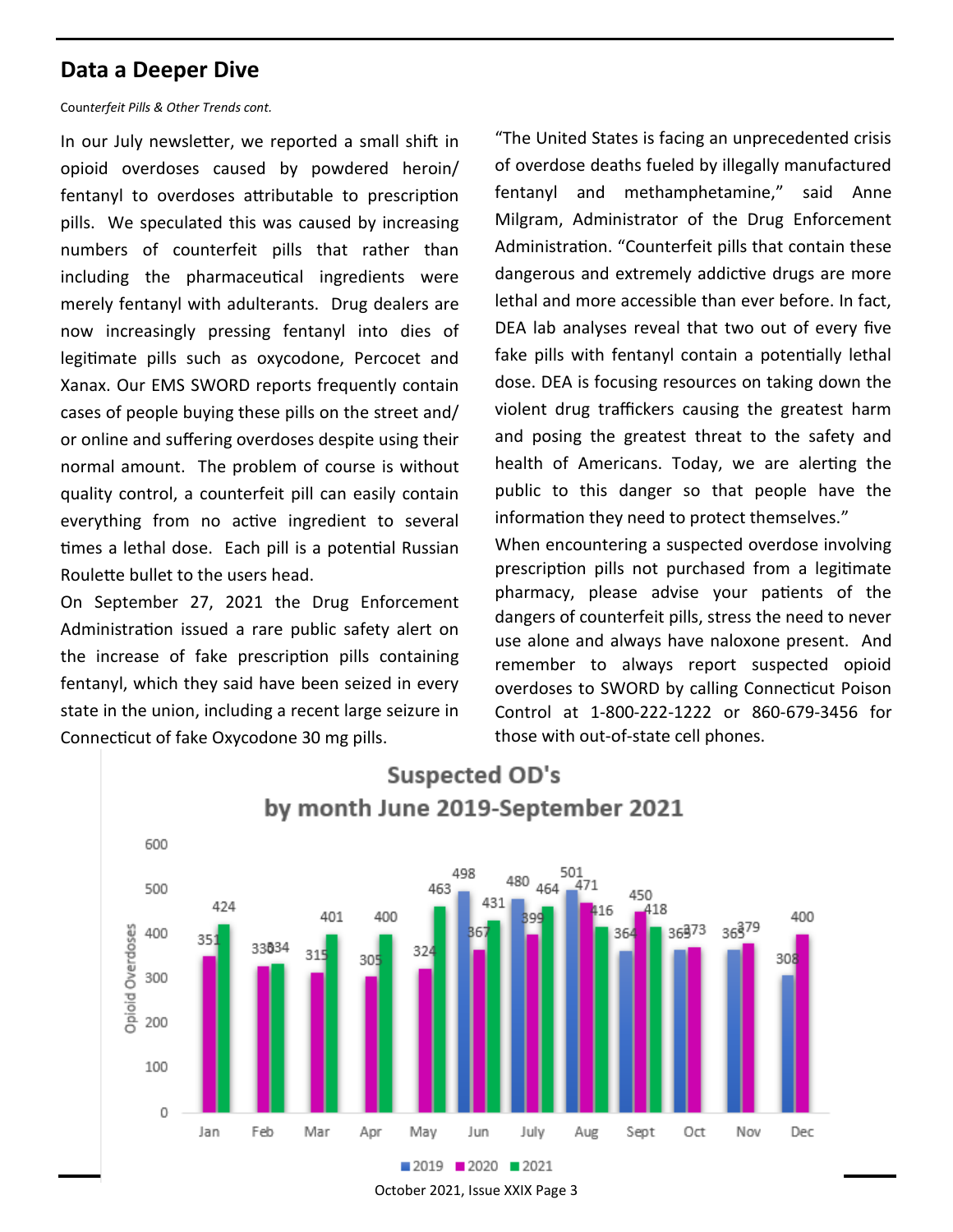## Data a Deeper Dive

*Counterfeit Pills & Other Trends cont.*

In our July newsletter, we reported a small shift in opioid overdoses caused by powdered heroin/ fentanyl to overdoses attributable to prescription pills. We speculated this was caused by increasing numbers of counterfeit pills that rather than including the pharmaceutical ingredients were merely fentanyl with adulterants. Drug dealers are now increasingly pressing fentanyl into dies of legitimate pills such as oxycodone, Percocet and Xanax. Our EMS SWORD reports frequently contain cases of people buying these pills on the street and/ or online and suffering overdoses despite using their normal amount. The problem of course is without quality control, a counterfeit pill can easily contain everything from no active ingredient to several times a lethal dose. Each pill is a potential Russian Roulette bullet to the users head.

On September 27, 2021 the Drug Enforcement Administration issued a rare public safety alert on the increase of fake prescription pills containing fentanyl, which they said have been seized in every state in the union, including a recent large seizure in Connecticut of fake Oxycodone 30 mg pills.

"The United States is facing an unprecedented crisis of overdose deaths fueled by illegally manufactured fentanyl and methamphetamine," said Anne Milgram, Administrator of the Drug Enforcement Administration. "Counterfeit pills that contain these dangerous and extremely addictive drugs are more lethal and more accessible than ever before. In fact, DEA lab analyses reveal that two out of every five fake pills with fentanyl contain a potentially lethal dose. DEA is focusing resources on taking down the violent drug traffickers causing the greatest harm and posing the greatest threat to the safety and health of Americans. Today, we are alerting the public to this danger so that people have the information they need to protect themselves."

When encountering a suspected overdose involving prescription pills not purchased from a legitimate pharmacy, please advise your patients of the dangers of counterfeit pills, stress the need to never use alone and always have naloxone present. And remember to always report suspected opioid overdoses to SWORD by calling Connecticut Poison Control at 1-800-222-1222 or 860-679-3456 for those with out-of-state cell phones.

**Suspected OD's by month June 2019-September 2021**

Opioid Overdoses

| Month | 2019 | 2020 | 2021 |
|---|---|---|---|
| Jan | | 351 | 424 |
| Feb | | 330 | 334 |
| Mar | | 315 | 401 |
| Apr | | 305 | 400 |
| May | | 324 | 463 |
| Jun | 498 | 367 | 431 |
| July | 480 | 399 | 464 |
| Aug | 501 | 471 | 416 |
| Sept | 364 | 450 | 418 |
| Oct | 365 | 373 | |
| Nov | 365 | 379 | |
| Dec | 308 | 400 | |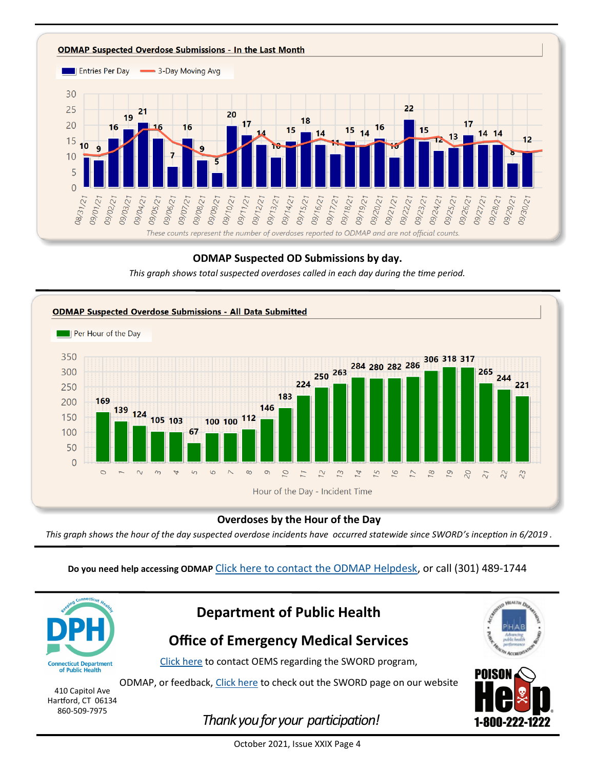**ODMAP Suspected Overdose Submissions - In the Last Month**

Entries Per Day
3-Day Moving Avg

30
25
20
15
10
5
0

10 9 16 19 21 16 7 16 9 5 20 17 14 10 15 18 14 11 15 14 16 10 22 15 12 13 17 14 14 8 12

08/31/21 09/01/21 09/02/21 09/03/21 09/04/21 09/05/21 09/06/21 09/07/21 09/08/21 09/09/21 09/10/21 09/11/21 09/12/21 09/13/21 09/14/21 09/15/21 09/16/21 09/17/21 09/18/21 09/19/21 09/20/21 09/21/21 09/22/21 09/23/21 09/24/21 09/25/21 09/26/21 09/27/21 09/28/21 09/29/21 09/30/21

*These counts represent the number of overdoses reported to ODMAP and are not official counts.*

**ODMAP Suspected OD Submissions by day.**

*This graph shows total suspected overdoses called in each day during the time period.*

**ODMAP Suspected Overdose Submissions - All Data Submitted**

Per Hour of the Day

350
300
250
200
150
100
50
0

169 139 124 105 103 67 100 100 112 146 183 224 250 263 284 280 282 286 306 318 317 265 244 221

0 1 2 3 4 5 6 7 8 9 10 11 12 13 14 15 16 17 18 19 20 21 22 23

Hour of the Day - Incident Time

**Overdoses by the Hour of the Day**

*This graph shows the hour of the day suspected overdose incidents have occurred statewide since SWORD's inception in 6/2019 .*

**Do you need help accessing ODMAP** Click here to contact the ODMAP Helpdesk, or call (301) 489-1744

Keeping Connecticut Healthy
DPH
Connecticut Department of Public Health

410 Capitol Ave
Hartford, CT 06134
860-509-7975

## Department of Public Health

## Office of Emergency Medical Services

Click here to contact OEMS regarding the SWORD program,

ODMAP, or feedback, Click here to check out the SWORD page on our website

*Thank you for your participation!*

POISON Help
1-800-222-1222